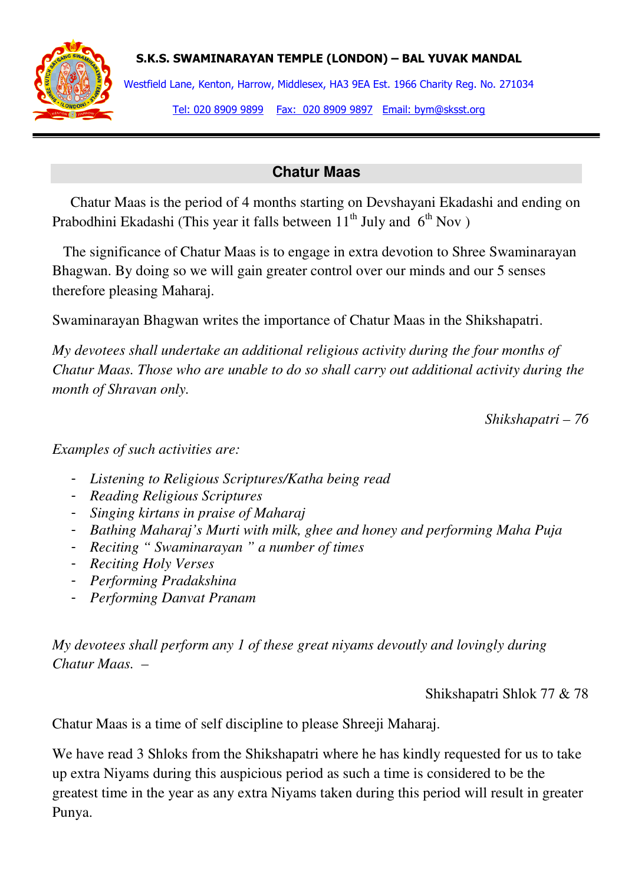**S.K.S. SWAMINARAYAN TEMPLE (LONDON) – BAL YUVAK MANDAL**

Westfield Lane, Kenton, Harrow, Middlesex, HA3 9EA Est. 1966 Charity Reg. No. 271034

Tel: 020 8909 9899 Fax: 020 8909 9897 Email: bym@sksst.org

---

## Chatur Maas

Chatur Maas is the period of 4 months starting on Devshayani Ekadashi and ending on Prabodhini Ekadashi (This year it falls between 11th July and 6th Nov )

The significance of Chatur Maas is to engage in extra devotion to Shree Swaminarayan Bhagwan. By doing so we will gain greater control over our minds and our 5 senses therefore pleasing Maharaj.

Swaminarayan Bhagwan writes the importance of Chatur Maas in the Shikshapatri.

*My devotees shall undertake an additional religious activity during the four months of Chatur Maas. Those who are unable to do so shall carry out additional activity during the month of Shravan only.*

*Shikshapatri – 76*

*Examples of such activities are:*

- *Listening to Religious Scriptures/Katha being read*
- *Reading Religious Scriptures*
- *Singing kirtans in praise of Maharaj*
- *Bathing Maharaj's Murti with milk, ghee and honey and performing Maha Puja*
- *Reciting " Swaminarayan " a number of times*
- *Reciting Holy Verses*
- *Performing Pradakshina*
- *Performing Danvat Pranam*

*My devotees shall perform any 1 of these great niyams devoutly and lovingly during Chatur Maas.* –

Shikshapatri Shlok 77 & 78

Chatur Maas is a time of self discipline to please Shreeji Maharaj.

We have read 3 Shloks from the Shikshapatri where he has kindly requested for us to take up extra Niyams during this auspicious period as such a time is considered to be the greatest time in the year as any extra Niyams taken during this period will result in greater Punya.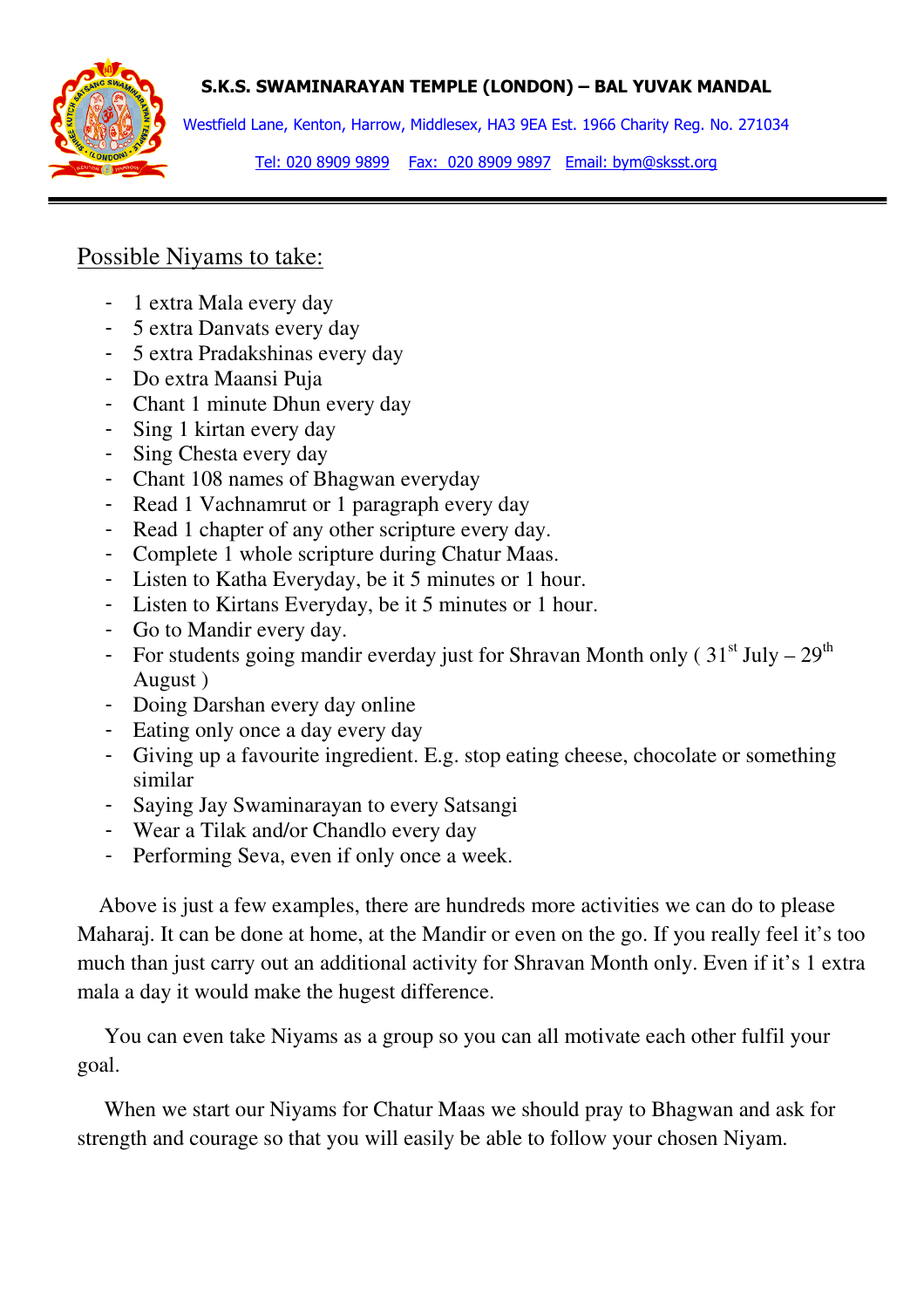**S.K.S. SWAMINARAYAN TEMPLE (LONDON) – BAL YUVAK MANDAL**

Westfield Lane, Kenton, Harrow, Middlesex, HA3 9EA Est. 1966 Charity Reg. No. 271034

Tel: 020 8909 9899 Fax: 020 8909 9897 Email: bym@sksst.org

## Possible Niyams to take:

- 1 extra Mala every day
- 5 extra Danvats every day
- 5 extra Pradakshinas every day
- Do extra Maansi Puja
- Chant 1 minute Dhun every day
- Sing 1 kirtan every day
- Sing Chesta every day
- Chant 108 names of Bhagwan everyday
- Read 1 Vachnamrut or 1 paragraph every day
- Read 1 chapter of any other scripture every day.
- Complete 1 whole scripture during Chatur Maas.
- Listen to Katha Everyday, be it 5 minutes or 1 hour.
- Listen to Kirtans Everyday, be it 5 minutes or 1 hour.
- Go to Mandir every day.
- For students going mandir everday just for Shravan Month only ( 31st July – 29th August )
- Doing Darshan every day online
- Eating only once a day every day
- Giving up a favourite ingredient. E.g. stop eating cheese, chocolate or something similar
- Saying Jay Swaminarayan to every Satsangi
- Wear a Tilak and/or Chandlo every day
- Performing Seva, even if only once a week.

Above is just a few examples, there are hundreds more activities we can do to please Maharaj. It can be done at home, at the Mandir or even on the go. If you really feel it's too much than just carry out an additional activity for Shravan Month only. Even if it's 1 extra mala a day it would make the hugest difference.

You can even take Niyams as a group so you can all motivate each other fulfil your goal.

When we start our Niyams for Chatur Maas we should pray to Bhagwan and ask for strength and courage so that you will easily be able to follow your chosen Niyam.